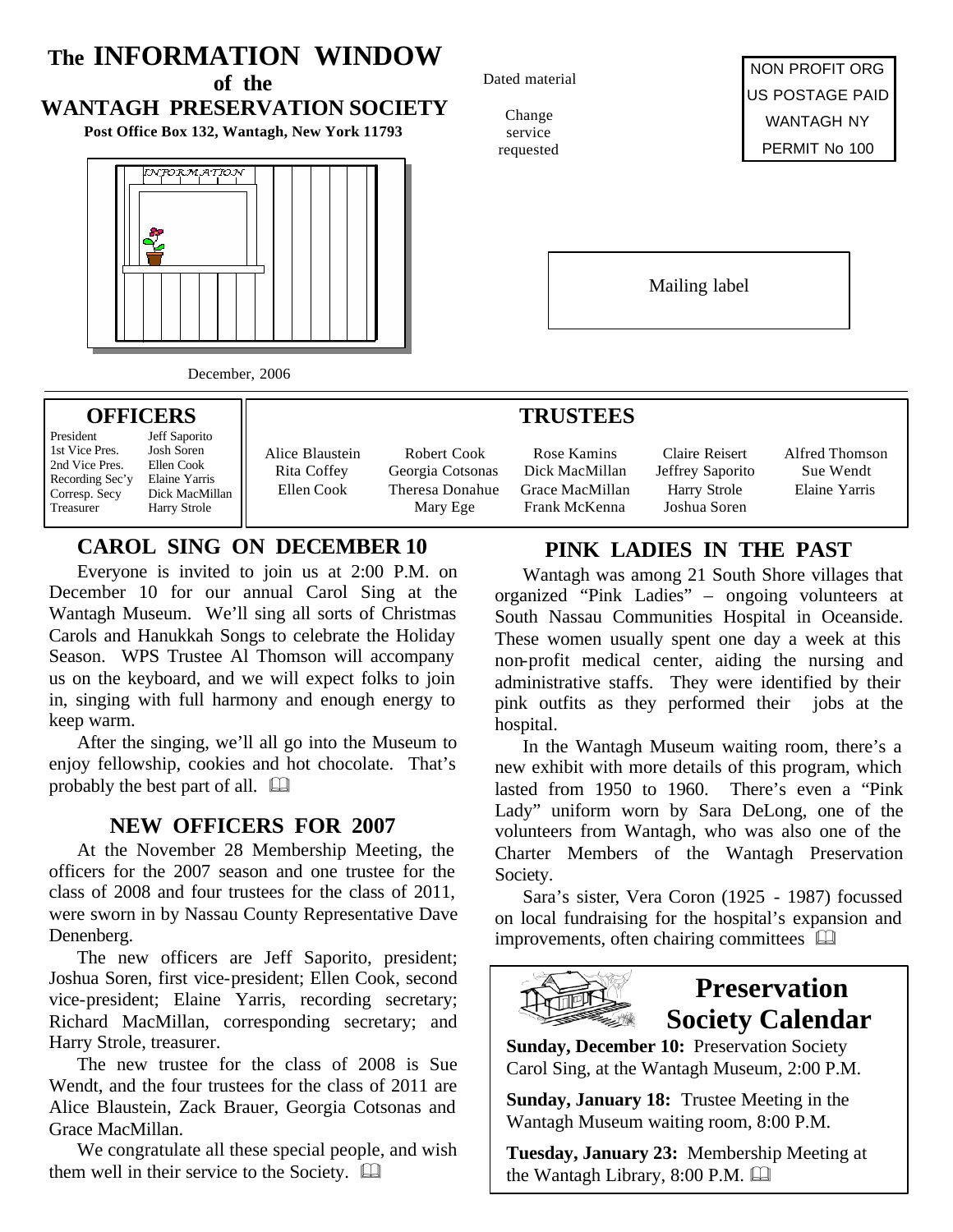# The INFORMATION WINDOW of the WANTAGH PRESERVATION SOCIETY

**Post Office Box 132, Wantagh, New York 11793**

Dated material

Change service requested

NON PROFIT ORG
US POSTAGE PAID
WANTAGH NY
PERMIT No 100

Mailing label

December, 2006

## OFFICERS

| | |
|---|---|
| President | Jeff Saporito |
| 1st Vice Pres. | Josh Soren |
| 2nd Vice Pres. | Ellen Cook |
| Recording Sec'y | Elaine Yarris |
| Corresp. Secy | Dick MacMillan |
| Treasurer | Harry Strole |

## TRUSTEES

| | | | | |
|---|---|---|---|---|
| Alice Blaustein | Robert Cook | Rose Kamins | Claire Reisert | Alfred Thomson |
| Rita Coffey | Georgia Cotsonas | Dick MacMillan | Jeffrey Saporito | Sue Wendt |
| Ellen Cook | Theresa Donahue | Grace MacMillan | Harry Strole | Elaine Yarris |
| | Mary Ege | Frank McKenna | Joshua Soren | |

## CAROL SING ON DECEMBER 10

Everyone is invited to join us at 2:00 P.M. on December 10 for our annual Carol Sing at the Wantagh Museum. We'll sing all sorts of Christmas Carols and Hanukkah Songs to celebrate the Holiday Season. WPS Trustee Al Thomson will accompany us on the keyboard, and we will expect folks to join in, singing with full harmony and enough energy to keep warm.

After the singing, we'll all go into the Museum to enjoy fellowship, cookies and hot chocolate. That's probably the best part of all.

## NEW OFFICERS FOR 2007

At the November 28 Membership Meeting, the officers for the 2007 season and one trustee for the class of 2008 and four trustees for the class of 2011, were sworn in by Nassau County Representative Dave Denenberg.

The new officers are Jeff Saporito, president; Joshua Soren, first vice-president; Ellen Cook, second vice-president; Elaine Yarris, recording secretary; Richard MacMillan, corresponding secretary; and Harry Strole, treasurer.

The new trustee for the class of 2008 is Sue Wendt, and the four trustees for the class of 2011 are Alice Blaustein, Zack Brauer, Georgia Cotsonas and Grace MacMillan.

We congratulate all these special people, and wish them well in their service to the Society.

## PINK LADIES IN THE PAST

Wantagh was among 21 South Shore villages that organized "Pink Ladies" – ongoing volunteers at South Nassau Communities Hospital in Oceanside. These women usually spent one day a week at this non-profit medical center, aiding the nursing and administrative staffs. They were identified by their pink outfits as they performed their jobs at the hospital.

In the Wantagh Museum waiting room, there's a new exhibit with more details of this program, which lasted from 1950 to 1960. There's even a "Pink Lady" uniform worn by Sara DeLong, one of the volunteers from Wantagh, who was also one of the Charter Members of the Wantagh Preservation Society.

Sara's sister, Vera Coron (1925 - 1987) focussed on local fundraising for the hospital's expansion and improvements, often chairing committees

## Preservation Society Calendar

**Sunday, December 10:** Preservation Society Carol Sing, at the Wantagh Museum, 2:00 P.M.

**Sunday, January 18:** Trustee Meeting in the Wantagh Museum waiting room, 8:00 P.M.

**Tuesday, January 23:** Membership Meeting at the Wantagh Library, 8:00 P.M.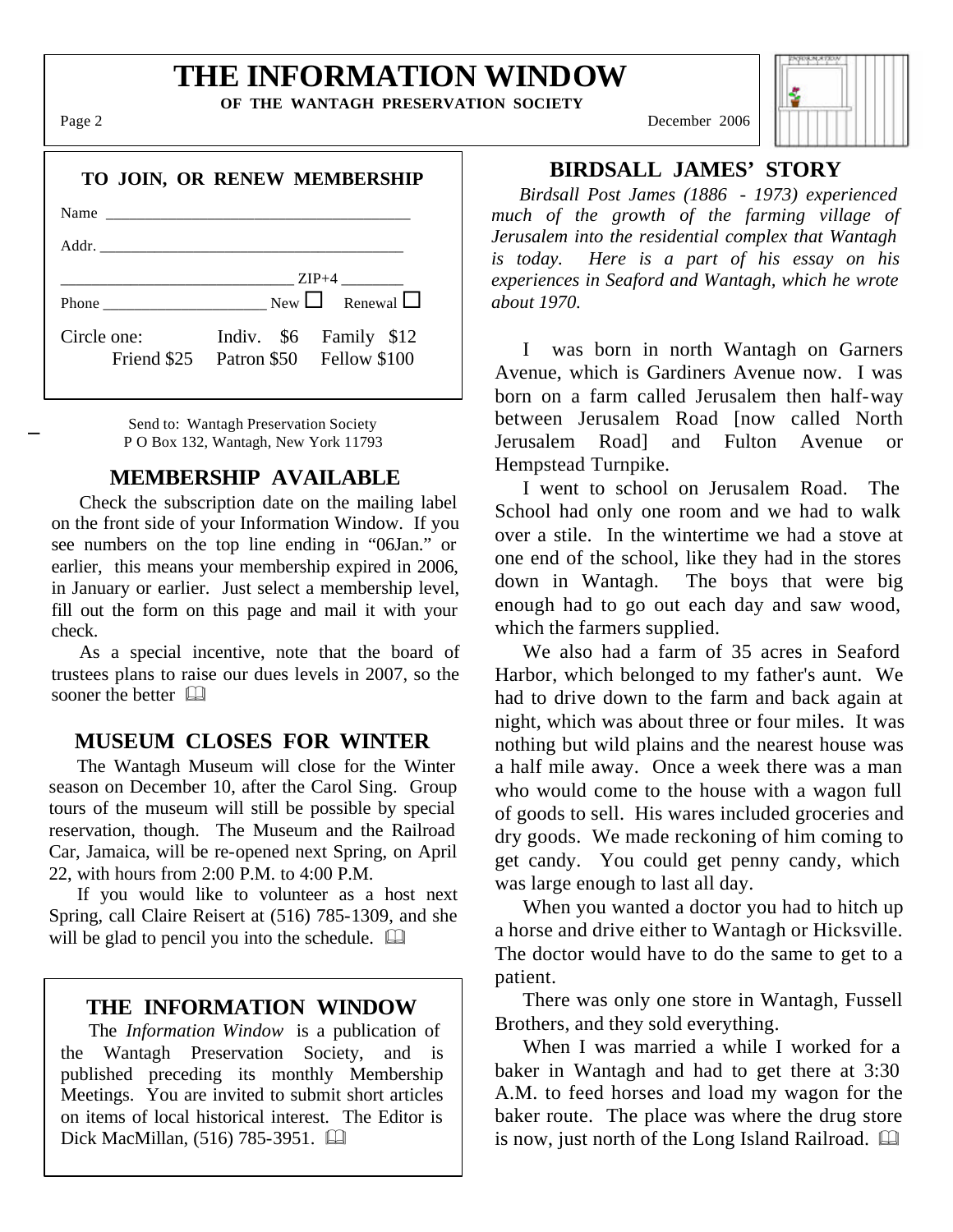# THE INFORMATION WINDOW

**OF THE WANTAGH PRESERVATION SOCIETY**

December 2006

## TO JOIN, OR RENEW MEMBERSHIP

Name ______________________________________

Addr. ______________________________________

____________________________ ZIP+4 ________

Phone ____________________ New ☐ Renewal ☐

Circle one: Indiv. $6 Family $12
Friend $25 Patron $50 Fellow $100

Send to: Wantagh Preservation Society
P O Box 132, Wantagh, New York 11793

## MEMBERSHIP AVAILABLE

Check the subscription date on the mailing label on the front side of your Information Window. If you see numbers on the top line ending in "06Jan." or earlier, this means your membership expired in 2006, in January or earlier. Just select a membership level, fill out the form on this page and mail it with your check.

As a special incentive, note that the board of trustees plans to raise our dues levels in 2007, so the sooner the better 🕮

## MUSEUM CLOSES FOR WINTER

The Wantagh Museum will close for the Winter season on December 10, after the Carol Sing. Group tours of the museum will still be possible by special reservation, though. The Museum and the Railroad Car, Jamaica, will be re-opened next Spring, on April 22, with hours from 2:00 P.M. to 4:00 P.M.

If you would like to volunteer as a host next Spring, call Claire Reisert at (516) 785-1309, and she will be glad to pencil you into the schedule. 🕮

## THE INFORMATION WINDOW

The *Information Window* is a publication of the Wantagh Preservation Society, and is published preceding its monthly Membership Meetings. You are invited to submit short articles on items of local historical interest. The Editor is Dick MacMillan, (516) 785-3951. 🕮

## BIRDSALL JAMES' STORY

*Birdsall Post James (1886 - 1973) experienced much of the growth of the farming village of Jerusalem into the residential complex that Wantagh is today. Here is a part of his essay on his experiences in Seaford and Wantagh, which he wrote about 1970.*

I was born in north Wantagh on Garners Avenue, which is Gardiners Avenue now. I was born on a farm called Jerusalem then half-way between Jerusalem Road [now called North Jerusalem Road] and Fulton Avenue or Hempstead Turnpike.

I went to school on Jerusalem Road. The School had only one room and we had to walk over a stile. In the wintertime we had a stove at one end of the school, like they had in the stores down in Wantagh. The boys that were big enough had to go out each day and saw wood, which the farmers supplied.

We also had a farm of 35 acres in Seaford Harbor, which belonged to my father's aunt. We had to drive down to the farm and back again at night, which was about three or four miles. It was nothing but wild plains and the nearest house was a half mile away. Once a week there was a man who would come to the house with a wagon full of goods to sell. His wares included groceries and dry goods. We made reckoning of him coming to get candy. You could get penny candy, which was large enough to last all day.

When you wanted a doctor you had to hitch up a horse and drive either to Wantagh or Hicksville. The doctor would have to do the same to get to a patient.

There was only one store in Wantagh, Fussell Brothers, and they sold everything.

When I was married a while I worked for a baker in Wantagh and had to get there at 3:30 A.M. to feed horses and load my wagon for the baker route. The place was where the drug store is now, just north of the Long Island Railroad. 🕮